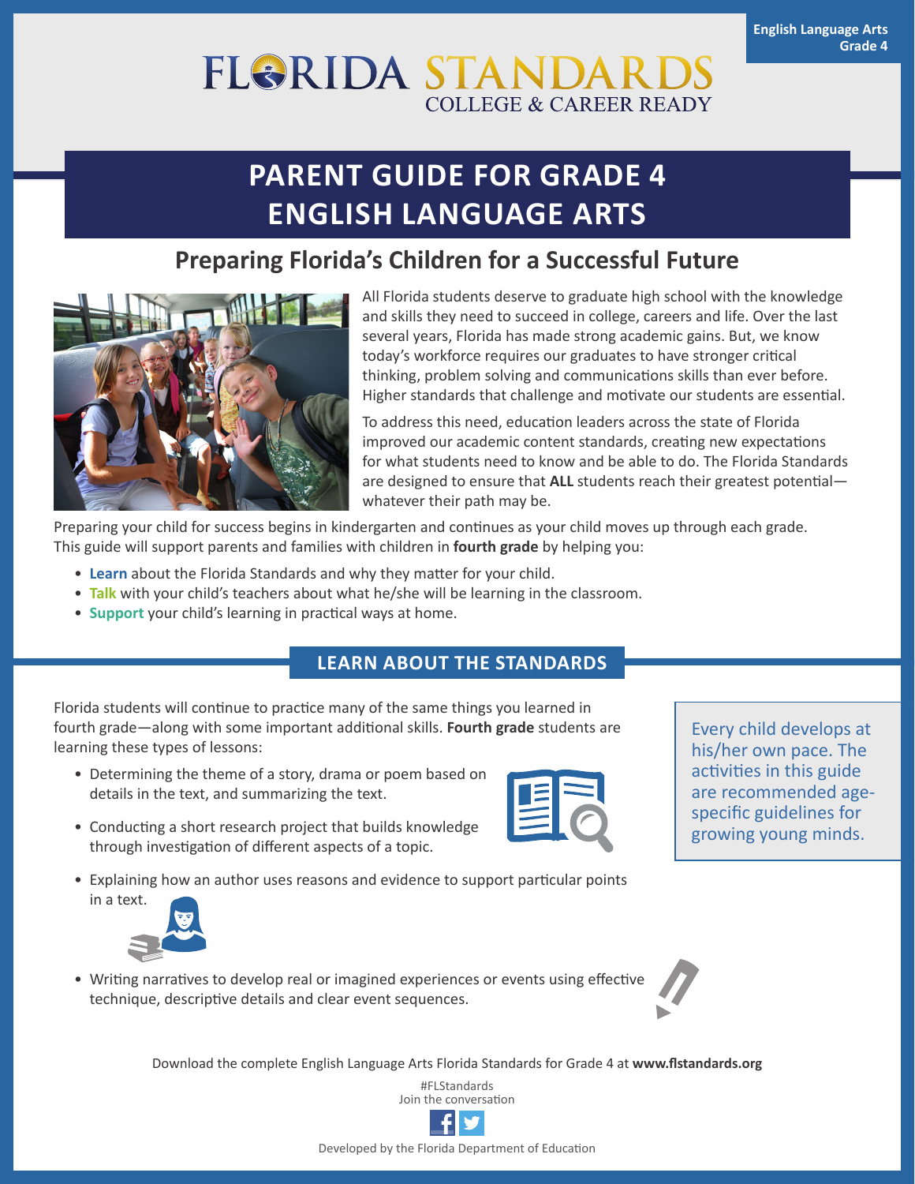English Language Arts
Grade 4

FLORIDA STANDARDS
COLLEGE & CAREER READY

# PARENT GUIDE FOR GRADE 4 ENGLISH LANGUAGE ARTS

## Preparing Florida's Children for a Successful Future

All Florida students deserve to graduate high school with the knowledge and skills they need to succeed in college, careers and life. Over the last several years, Florida has made strong academic gains. But, we know today's workforce requires our graduates to have stronger critical thinking, problem solving and communications skills than ever before. Higher standards that challenge and motivate our students are essential.

To address this need, education leaders across the state of Florida improved our academic content standards, creating new expectations for what students need to know and be able to do. The Florida Standards are designed to ensure that **ALL** students reach their greatest potential—whatever their path may be.

Preparing your child for success begins in kindergarten and continues as your child moves up through each grade. This guide will support parents and families with children in **fourth grade** by helping you:

- **Learn** about the Florida Standards and why they matter for your child.
- **Talk** with your child's teachers about what he/she will be learning in the classroom.
- **Support** your child's learning in practical ways at home.

## LEARN ABOUT THE STANDARDS

Florida students will continue to practice many of the same things you learned in fourth grade—along with some important additional skills. **Fourth grade** students are learning these types of lessons:

- Determining the theme of a story, drama or poem based on details in the text, and summarizing the text.
- Conducting a short research project that builds knowledge through investigation of different aspects of a topic.
- Explaining how an author uses reasons and evidence to support particular points in a text.
- Writing narratives to develop real or imagined experiences or events using effective technique, descriptive details and clear event sequences.

Every child develops at his/her own pace. The activities in this guide are recommended age-specific guidelines for growing young minds.

Download the complete English Language Arts Florida Standards for Grade 4 at **www.flstandards.org**

#FLStandards
Join the conversation

Developed by the Florida Department of Education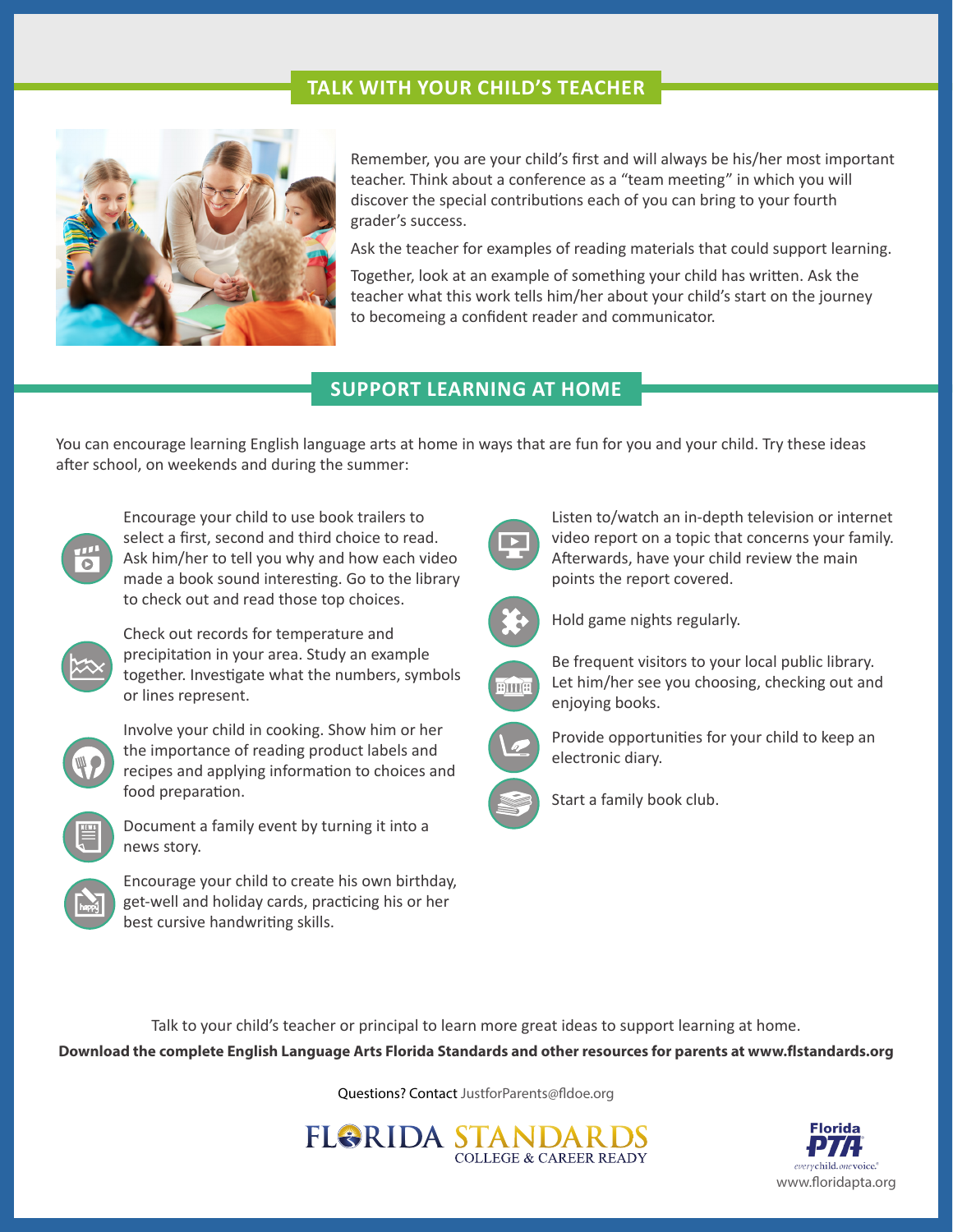## TALK WITH YOUR CHILD'S TEACHER

Remember, you are your child's first and will always be his/her most important teacher. Think about a conference as a "team meeting" in which you will discover the special contributions each of you can bring to your fourth grader's success.

Ask the teacher for examples of reading materials that could support learning.

Together, look at an example of something your child has written. Ask the teacher what this work tells him/her about your child's start on the journey to becomeing a confident reader and communicator.

## SUPPORT LEARNING AT HOME

You can encourage learning English language arts at home in ways that are fun for you and your child. Try these ideas after school, on weekends and during the summer:

- Encourage your child to use book trailers to select a first, second and third choice to read. Ask him/her to tell you why and how each video made a book sound interesting. Go to the library to check out and read those top choices.
- Check out records for temperature and precipitation in your area. Study an example together. Investigate what the numbers, symbols or lines represent.
- Involve your child in cooking. Show him or her the importance of reading product labels and recipes and applying information to choices and food preparation.
- Document a family event by turning it into a news story.
- Encourage your child to create his own birthday, get-well and holiday cards, practicing his or her best cursive handwriting skills.
- Listen to/watch an in-depth television or internet video report on a topic that concerns your family. Afterwards, have your child review the main points the report covered.
- Hold game nights regularly.
- Be frequent visitors to your local public library. Let him/her see you choosing, checking out and enjoying books.
- Provide opportunities for your child to keep an electronic diary.
- Start a family book club.

Talk to your child's teacher or principal to learn more great ideas to support learning at home.

**Download the complete English Language Arts Florida Standards and other resources for parents at www.flstandards.org**

Questions? Contact JustforParents@fldoe.org

FLORIDA STANDARDS COLLEGE & CAREER READY

Florida PTA everychild.onevoice.
www.floridapta.org